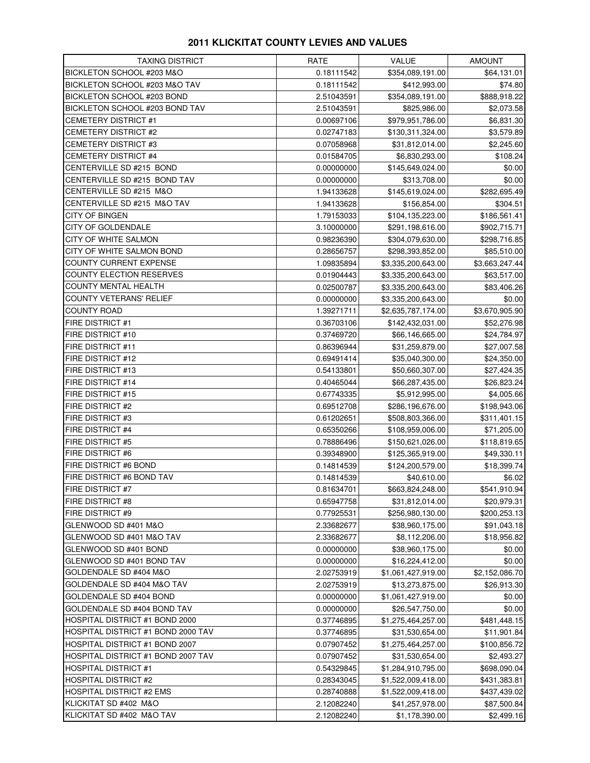# 2011 KLICKITAT COUNTY LEVIES AND VALUES

| TAXING DISTRICT | RATE | VALUE | AMOUNT |
|---|---|---|---|
| BICKLETON SCHOOL #203 M&O | 0.18111542 | $354,089,191.00 | $64,131.01 |
| BICKLETON SCHOOL #203 M&O TAV | 0.18111542 | $412,993.00 | $74.80 |
| BICKLETON SCHOOL #203 BOND | 2.51043591 | $354,089,191.00 | $888,918.22 |
| BICKLETON SCHOOL #203 BOND TAV | 2.51043591 | $825,986.00 | $2,073.58 |
| CEMETERY DISTRICT #1 | 0.00697106 | $979,951,786.00 | $6,831.30 |
| CEMETERY DISTRICT #2 | 0.02747183 | $130,311,324.00 | $3,579.89 |
| CEMETERY DISTRICT #3 | 0.07058968 | $31,812,014.00 | $2,245.60 |
| CEMETERY DISTRICT #4 | 0.01584705 | $6,830,293.00 | $108.24 |
| CENTERVILLE SD #215 BOND | 0.00000000 | $145,649,024.00 | $0.00 |
| CENTERVILLE SD #215 BOND TAV | 0.00000000 | $313,708.00 | $0.00 |
| CENTERVILLE SD #215 M&O | 1.94133628 | $145,619,024.00 | $282,695.49 |
| CENTERVILLE SD #215 M&O TAV | 1.94133628 | $156,854.00 | $304.51 |
| CITY OF BINGEN | 1.79153033 | $104,135,223.00 | $186,561.41 |
| CITY OF GOLDENDALE | 3.10000000 | $291,198,616.00 | $902,715.71 |
| CITY OF WHITE SALMON | 0.98236390 | $304,079,630.00 | $298,716.85 |
| CITY OF WHITE SALMON BOND | 0.28656757 | $298,393,852.00 | $85,510.00 |
| COUNTY CURRENT EXPENSE | 1.09835894 | $3,335,200,643.00 | $3,663,247.44 |
| COUNTY ELECTION RESERVES | 0.01904443 | $3,335,200,643.00 | $63,517.00 |
| COUNTY MENTAL HEALTH | 0.02500787 | $3,335,200,643.00 | $83,406.26 |
| COUNTY VETERANS' RELIEF | 0.00000000 | $3,335,200,643.00 | $0.00 |
| COUNTY ROAD | 1.39271711 | $2,635,787,174.00 | $3,670,905.90 |
| FIRE DISTRICT #1 | 0.36703106 | $142,432,031.00 | $52,276.98 |
| FIRE DISTRICT #10 | 0.37469720 | $66,146,665.00 | $24,784.97 |
| FIRE DISTRICT #11 | 0.86396944 | $31,259,879.00 | $27,007.58 |
| FIRE DISTRICT #12 | 0.69491414 | $35,040,300.00 | $24,350.00 |
| FIRE DISTRICT #13 | 0.54133801 | $50,660,307.00 | $27,424.35 |
| FIRE DISTRICT #14 | 0.40465044 | $66,287,435.00 | $26,823.24 |
| FIRE DISTRICT #15 | 0.67743335 | $5,912,995.00 | $4,005.66 |
| FIRE DISTRICT #2 | 0.69512708 | $286,196,676.00 | $198,943.06 |
| FIRE DISTRICT #3 | 0.61202651 | $508,803,366.00 | $311,401.15 |
| FIRE DISTRICT #4 | 0.65350266 | $108,959,006.00 | $71,205.00 |
| FIRE DISTRICT #5 | 0.78886496 | $150,621,026.00 | $118,819.65 |
| FIRE DISTRICT #6 | 0.39348900 | $125,365,919.00 | $49,330.11 |
| FIRE DISTRICT #6 BOND | 0.14814539 | $124,200,579.00 | $18,399.74 |
| FIRE DISTRICT #6 BOND TAV | 0.14814539 | $40,610.00 | $6.02 |
| FIRE DISTRICT #7 | 0.81634701 | $663,824,248.00 | $541,910.94 |
| FIRE DISTRICT #8 | 0.65947758 | $31,812,014.00 | $20,979.31 |
| FIRE DISTRICT #9 | 0.77925531 | $256,980,130.00 | $200,253.13 |
| GLENWOOD SD #401 M&O | 2.33682677 | $38,960,175.00 | $91,043.18 |
| GLENWOOD SD #401 M&O TAV | 2.33682677 | $8,112,206.00 | $18,956.82 |
| GLENWOOD SD #401 BOND | 0.00000000 | $38,960,175.00 | $0.00 |
| GLENWOOD SD #401 BOND TAV | 0.00000000 | $16,224,412.00 | $0.00 |
| GOLDENDALE SD #404 M&O | 2.02753919 | $1,061,427,919.00 | $2,152,086.70 |
| GOLDENDALE SD #404 M&O TAV | 2.02753919 | $13,273,875.00 | $26,913.30 |
| GOLDENDALE SD #404 BOND | 0.00000000 | $1,061,427,919.00 | $0.00 |
| GOLDENDALE SD #404 BOND TAV | 0.00000000 | $26,547,750.00 | $0.00 |
| HOSPITAL DISTRICT #1 BOND 2000 | 0.37746895 | $1,275,464,257.00 | $481,448.15 |
| HOSPITAL DISTRICT #1 BOND 2000 TAV | 0.37746895 | $31,530,654.00 | $11,901.84 |
| HOSPITAL DISTRICT #1 BOND 2007 | 0.07907452 | $1,275,464,257.00 | $100,856.72 |
| HOSPITAL DISTRICT #1 BOND 2007 TAV | 0.07907452 | $31,530,654.00 | $2,493.27 |
| HOSPITAL DISTRICT #1 | 0.54329845 | $1,284,910,795.00 | $698,090.04 |
| HOSPITAL DISTRICT #2 | 0.28343045 | $1,522,009,418.00 | $431,383.81 |
| HOSPITAL DISTRICT #2 EMS | 0.28740888 | $1,522,009,418.00 | $437,439.02 |
| KLICKITAT SD #402 M&O | 2.12082240 | $41,257,978.00 | $87,500.84 |
| KLICKITAT SD #402 M&O TAV | 2.12082240 | $1,178,390.00 | $2,499.16 |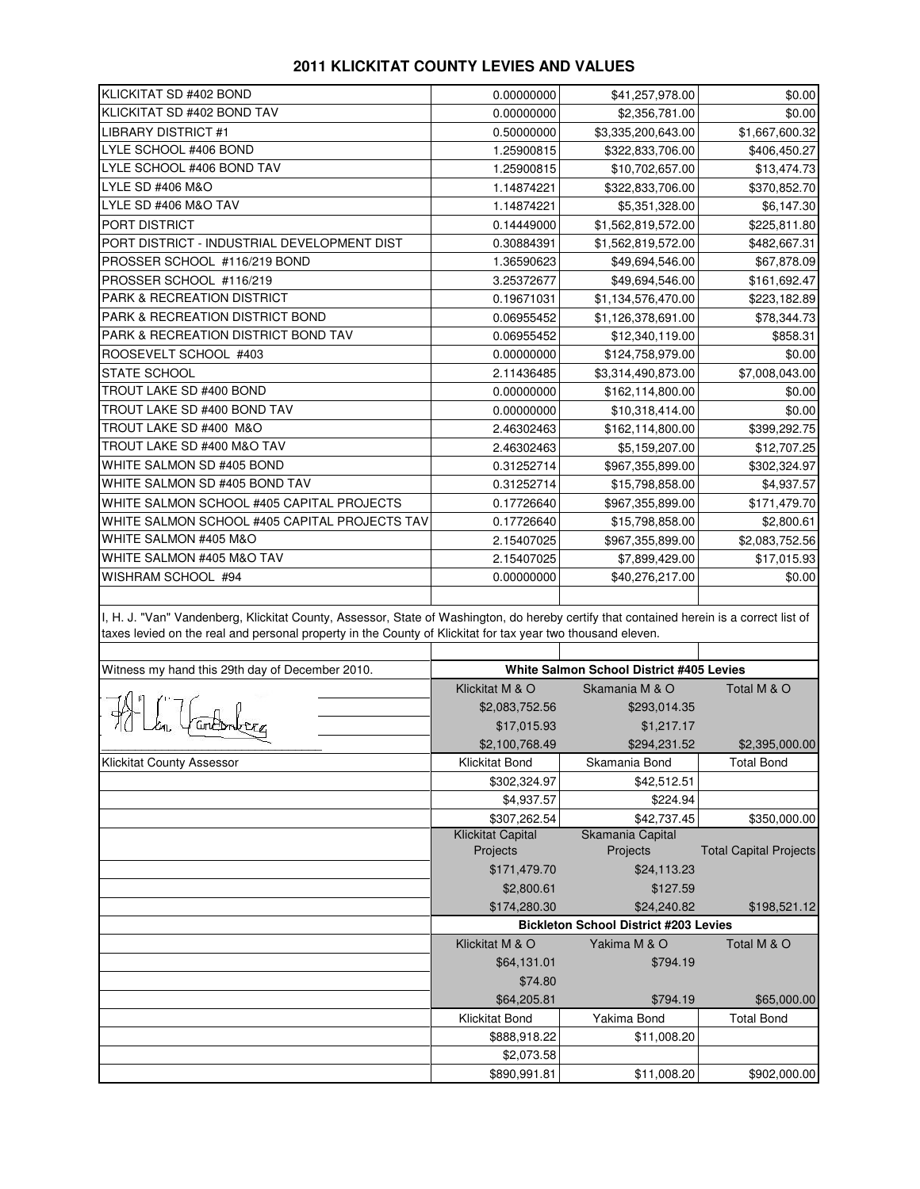## 2011 KLICKITAT COUNTY LEVIES AND VALUES

| | | | |
|---|---|---|---|
| KLICKITAT SD #402 BOND | 0.00000000 | $41,257,978.00 | $0.00 |
| KLICKITAT SD #402 BOND TAV | 0.00000000 | $2,356,781.00 | $0.00 |
| LIBRARY DISTRICT #1 | 0.50000000 | $3,335,200,643.00 | $1,667,600.32 |
| LYLE SCHOOL #406 BOND | 1.25900815 | $322,833,706.00 | $406,450.27 |
| LYLE SCHOOL #406 BOND TAV | 1.25900815 | $10,702,657.00 | $13,474.73 |
| LYLE SD #406 M&O | 1.14874221 | $322,833,706.00 | $370,852.70 |
| LYLE SD #406 M&O TAV | 1.14874221 | $5,351,328.00 | $6,147.30 |
| PORT DISTRICT | 0.14449000 | $1,562,819,572.00 | $225,811.80 |
| PORT DISTRICT - INDUSTRIAL DEVELOPMENT DIST | 0.30884391 | $1,562,819,572.00 | $482,667.31 |
| PROSSER SCHOOL #116/219 BOND | 1.36590623 | $49,694,546.00 | $67,878.09 |
| PROSSER SCHOOL #116/219 | 3.25372677 | $49,694,546.00 | $161,692.47 |
| PARK & RECREATION DISTRICT | 0.19671031 | $1,134,576,470.00 | $223,182.89 |
| PARK & RECREATION DISTRICT BOND | 0.06955452 | $1,126,378,691.00 | $78,344.73 |
| PARK & RECREATION DISTRICT BOND TAV | 0.06955452 | $12,340,119.00 | $858.31 |
| ROOSEVELT SCHOOL #403 | 0.00000000 | $124,758,979.00 | $0.00 |
| STATE SCHOOL | 2.11436485 | $3,314,490,873.00 | $7,008,043.00 |
| TROUT LAKE SD #400 BOND | 0.00000000 | $162,114,800.00 | $0.00 |
| TROUT LAKE SD #400 BOND TAV | 0.00000000 | $10,318,414.00 | $0.00 |
| TROUT LAKE SD #400 M&O | 2.46302463 | $162,114,800.00 | $399,292.75 |
| TROUT LAKE SD #400 M&O TAV | 2.46302463 | $5,159,207.00 | $12,707.25 |
| WHITE SALMON SD #405 BOND | 0.31252714 | $967,355,899.00 | $302,324.97 |
| WHITE SALMON SD #405 BOND TAV | 0.31252714 | $15,798,858.00 | $4,937.57 |
| WHITE SALMON SCHOOL #405 CAPITAL PROJECTS | 0.17726640 | $967,355,899.00 | $171,479.70 |
| WHITE SALMON SCHOOL #405 CAPITAL PROJECTS TAV | 0.17726640 | $15,798,858.00 | $2,800.61 |
| WHITE SALMON #405 M&O | 2.15407025 | $967,355,899.00 | $2,083,752.56 |
| WHITE SALMON #405 M&O TAV | 2.15407025 | $7,899,429.00 | $17,015.93 |
| WISHRAM SCHOOL #94 | 0.00000000 | $40,276,217.00 | $0.00 |

I, H. J. "Van" Vandenberg, Klickitat County, Assessor, State of Washington, do hereby certify that contained herein is a correct list of taxes levied on the real and personal property in the County of Klickitat for tax year two thousand eleven.

Witness my hand this 29th day of December 2010.

H. J. Van Vandenberg

Klickitat County Assessor

| White Salmon School District #405 Levies | | |
|---|---|---|
| Klickitat M & O | Skamania M & O | Total M & O |
| $2,083,752.56 | $293,014.35 | |
| $17,015.93 | $1,217.17 | |
| $2,100,768.49 | $294,231.52 | $2,395,000.00 |
| Klickitat Bond | Skamania Bond | Total Bond |
| $302,324.97 | $42,512.51 | |
| $4,937.57 | $224.94 | |
| $307,262.54 | $42,737.45 | $350,000.00 |
| Klickitat Capital Projects | Skamania Capital Projects | Total Capital Projects |
| $171,479.70 | $24,113.23 | |
| $2,800.61 | $127.59 | |
| $174,280.30 | $24,240.82 | $198,521.12 |

| Bickleton School District #203 Levies | | |
|---|---|---|
| Klickitat M & O | Yakima M & O | Total M & O |
| $64,131.01 | $794.19 | |
| $74.80 | | |
| $64,205.81 | $794.19 | $65,000.00 |
| Klickitat Bond | Yakima Bond | Total Bond |
| $888,918.22 | $11,008.20 | |
| $2,073.58 | | |
| $890,991.81 | $11,008.20 | $902,000.00 |